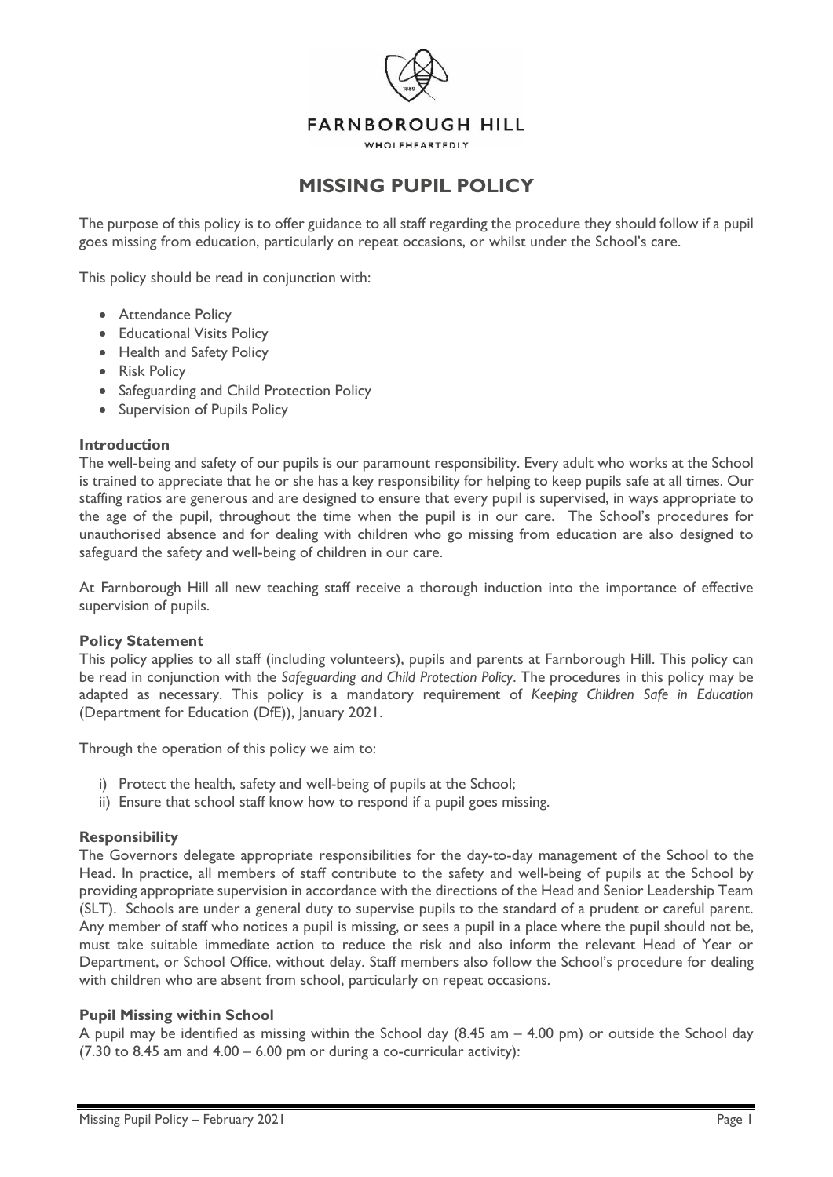FARNBOROUGH HILL

WHOLEHEARTEDLY

# MISSING PUPIL POLICY

The purpose of this policy is to offer guidance to all staff regarding the procedure they should follow if a pupil goes missing from education, particularly on repeat occasions, or whilst under the School's care.

This policy should be read in conjunction with:

- Attendance Policy
- Educational Visits Policy
- Health and Safety Policy
- Risk Policy
- Safeguarding and Child Protection Policy
- Supervision of Pupils Policy

### Introduction

The well-being and safety of our pupils is our paramount responsibility. Every adult who works at the School is trained to appreciate that he or she has a key responsibility for helping to keep pupils safe at all times. Our staffing ratios are generous and are designed to ensure that every pupil is supervised, in ways appropriate to the age of the pupil, throughout the time when the pupil is in our care. The School's procedures for unauthorised absence and for dealing with children who go missing from education are also designed to safeguard the safety and well-being of children in our care.

At Farnborough Hill all new teaching staff receive a thorough induction into the importance of effective supervision of pupils.

### Policy Statement

This policy applies to all staff (including volunteers), pupils and parents at Farnborough Hill. This policy can be read in conjunction with the *Safeguarding and Child Protection Policy*. The procedures in this policy may be adapted as necessary. This policy is a mandatory requirement of *Keeping Children Safe in Education* (Department for Education (DfE)), January 2021.

Through the operation of this policy we aim to:

i) Protect the health, safety and well-being of pupils at the School;
ii) Ensure that school staff know how to respond if a pupil goes missing.

### Responsibility

The Governors delegate appropriate responsibilities for the day-to-day management of the School to the Head. In practice, all members of staff contribute to the safety and well-being of pupils at the School by providing appropriate supervision in accordance with the directions of the Head and Senior Leadership Team (SLT). Schools are under a general duty to supervise pupils to the standard of a prudent or careful parent. Any member of staff who notices a pupil is missing, or sees a pupil in a place where the pupil should not be, must take suitable immediate action to reduce the risk and also inform the relevant Head of Year or Department, or School Office, without delay. Staff members also follow the School's procedure for dealing with children who are absent from school, particularly on repeat occasions.

### Pupil Missing within School

A pupil may be identified as missing within the School day (8.45 am – 4.00 pm) or outside the School day (7.30 to 8.45 am and 4.00 – 6.00 pm or during a co-curricular activity):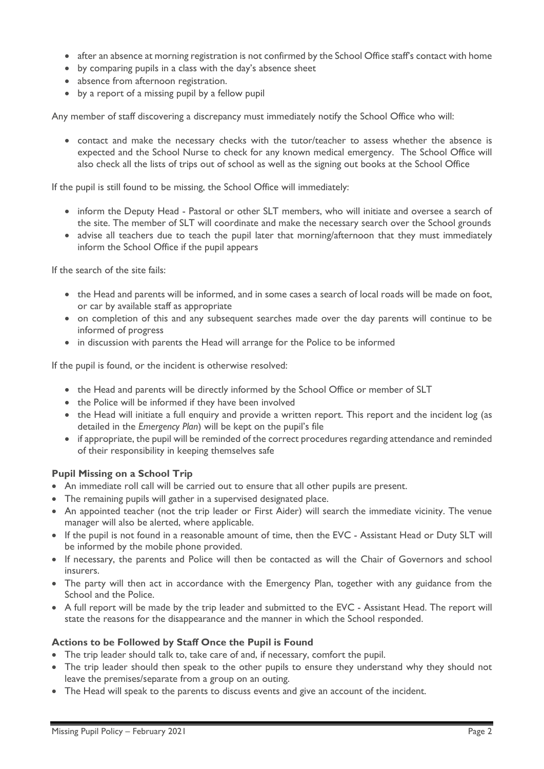- after an absence at morning registration is not confirmed by the School Office staff's contact with home
- by comparing pupils in a class with the day's absence sheet
- absence from afternoon registration.
- by a report of a missing pupil by a fellow pupil

Any member of staff discovering a discrepancy must immediately notify the School Office who will:

- contact and make the necessary checks with the tutor/teacher to assess whether the absence is expected and the School Nurse to check for any known medical emergency. The School Office will also check all the lists of trips out of school as well as the signing out books at the School Office

If the pupil is still found to be missing, the School Office will immediately:

- inform the Deputy Head - Pastoral or other SLT members, who will initiate and oversee a search of the site. The member of SLT will coordinate and make the necessary search over the School grounds
- advise all teachers due to teach the pupil later that morning/afternoon that they must immediately inform the School Office if the pupil appears

If the search of the site fails:

- the Head and parents will be informed, and in some cases a search of local roads will be made on foot, or car by available staff as appropriate
- on completion of this and any subsequent searches made over the day parents will continue to be informed of progress
- in discussion with parents the Head will arrange for the Police to be informed

If the pupil is found, or the incident is otherwise resolved:

- the Head and parents will be directly informed by the School Office or member of SLT
- the Police will be informed if they have been involved
- the Head will initiate a full enquiry and provide a written report. This report and the incident log (as detailed in the *Emergency Plan*) will be kept on the pupil's file
- if appropriate, the pupil will be reminded of the correct procedures regarding attendance and reminded of their responsibility in keeping themselves safe

### Pupil Missing on a School Trip

- An immediate roll call will be carried out to ensure that all other pupils are present.
- The remaining pupils will gather in a supervised designated place.
- An appointed teacher (not the trip leader or First Aider) will search the immediate vicinity. The venue manager will also be alerted, where applicable.
- If the pupil is not found in a reasonable amount of time, then the EVC - Assistant Head or Duty SLT will be informed by the mobile phone provided.
- If necessary, the parents and Police will then be contacted as will the Chair of Governors and school insurers.
- The party will then act in accordance with the Emergency Plan, together with any guidance from the School and the Police.
- A full report will be made by the trip leader and submitted to the EVC - Assistant Head. The report will state the reasons for the disappearance and the manner in which the School responded.

### Actions to be Followed by Staff Once the Pupil is Found

- The trip leader should talk to, take care of and, if necessary, comfort the pupil.
- The trip leader should then speak to the other pupils to ensure they understand why they should not leave the premises/separate from a group on an outing.
- The Head will speak to the parents to discuss events and give an account of the incident.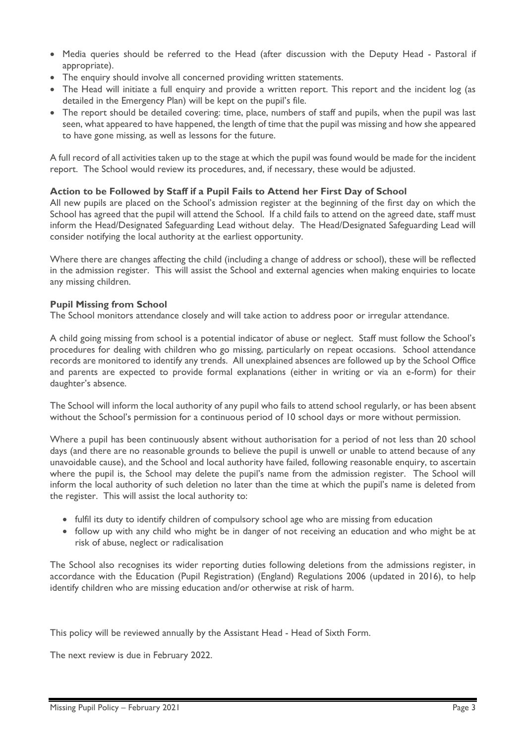- Media queries should be referred to the Head (after discussion with the Deputy Head - Pastoral if appropriate).
- The enquiry should involve all concerned providing written statements.
- The Head will initiate a full enquiry and provide a written report. This report and the incident log (as detailed in the Emergency Plan) will be kept on the pupil's file.
- The report should be detailed covering: time, place, numbers of staff and pupils, when the pupil was last seen, what appeared to have happened, the length of time that the pupil was missing and how she appeared to have gone missing, as well as lessons for the future.

A full record of all activities taken up to the stage at which the pupil was found would be made for the incident report. The School would review its procedures, and, if necessary, these would be adjusted.

**Action to be Followed by Staff if a Pupil Fails to Attend her First Day of School**

All new pupils are placed on the School's admission register at the beginning of the first day on which the School has agreed that the pupil will attend the School. If a child fails to attend on the agreed date, staff must inform the Head/Designated Safeguarding Lead without delay. The Head/Designated Safeguarding Lead will consider notifying the local authority at the earliest opportunity.

Where there are changes affecting the child (including a change of address or school), these will be reflected in the admission register. This will assist the School and external agencies when making enquiries to locate any missing children.

**Pupil Missing from School**

The School monitors attendance closely and will take action to address poor or irregular attendance.

A child going missing from school is a potential indicator of abuse or neglect. Staff must follow the School's procedures for dealing with children who go missing, particularly on repeat occasions. School attendance records are monitored to identify any trends. All unexplained absences are followed up by the School Office and parents are expected to provide formal explanations (either in writing or via an e-form) for their daughter's absence.

The School will inform the local authority of any pupil who fails to attend school regularly, or has been absent without the School's permission for a continuous period of 10 school days or more without permission.

Where a pupil has been continuously absent without authorisation for a period of not less than 20 school days (and there are no reasonable grounds to believe the pupil is unwell or unable to attend because of any unavoidable cause), and the School and local authority have failed, following reasonable enquiry, to ascertain where the pupil is, the School may delete the pupil's name from the admission register. The School will inform the local authority of such deletion no later than the time at which the pupil's name is deleted from the register. This will assist the local authority to:

- fulfil its duty to identify children of compulsory school age who are missing from education
- follow up with any child who might be in danger of not receiving an education and who might be at risk of abuse, neglect or radicalisation

The School also recognises its wider reporting duties following deletions from the admissions register, in accordance with the Education (Pupil Registration) (England) Regulations 2006 (updated in 2016), to help identify children who are missing education and/or otherwise at risk of harm.

This policy will be reviewed annually by the Assistant Head - Head of Sixth Form.

The next review is due in February 2022.